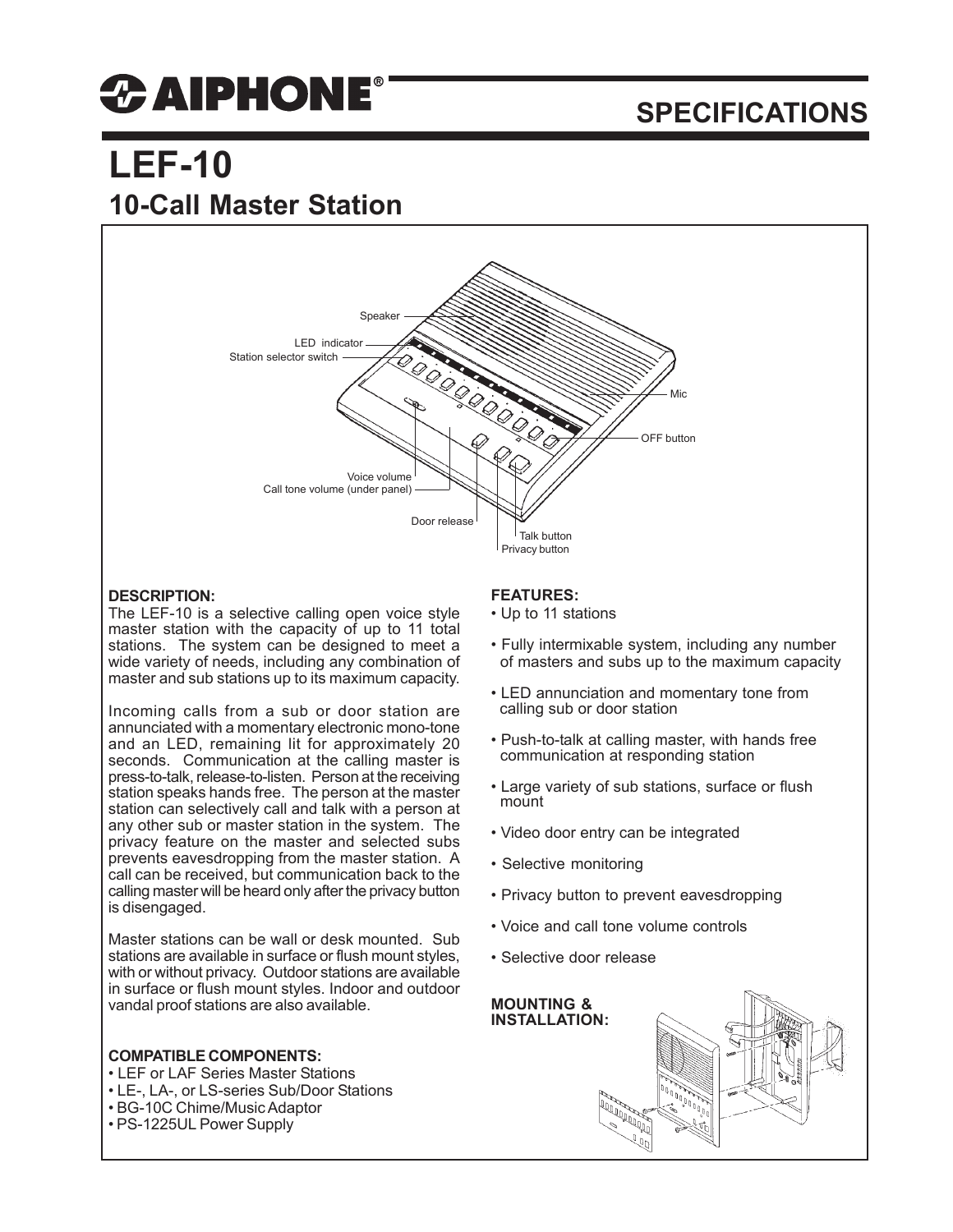# AIPHONE®

## SPECIFICATIONS

# LEF-10

## 10-Call Master Station

Speaker
LED indicator
Station selector switch
Mic
OFF button
Voice volume
Call tone volume (under panel)
Door release
Talk button
Privacy button

### DESCRIPTION:

The LEF-10 is a selective calling open voice style master station with the capacity of up to 11 total stations. The system can be designed to meet a wide variety of needs, including any combination of master and sub stations up to its maximum capacity.

Incoming calls from a sub or door station are annunciated with a momentary electronic mono-tone and an LED, remaining lit for approximately 20 seconds. Communication at the calling master is press-to-talk, release-to-listen. Person at the receiving station speaks hands free. The person at the master station can selectively call and talk with a person at any other sub or master station in the system. The privacy feature on the master and selected subs prevents eavesdropping from the master station. A call can be received, but communication back to the calling master will be heard only after the privacy button is disengaged.

Master stations can be wall or desk mounted. Sub stations are available in surface or flush mount styles, with or without privacy. Outdoor stations are available in surface or flush mount styles. Indoor and outdoor vandal proof stations are also available.

### COMPATIBLE COMPONENTS:

- LEF or LAF Series Master Stations
- LE-, LA-, or LS-series Sub/Door Stations
- BG-10C Chime/Music Adaptor
- PS-1225UL Power Supply

### FEATURES:

- Up to 11 stations
- Fully intermixable system, including any number of masters and subs up to the maximum capacity
- LED annunciation and momentary tone from calling sub or door station
- Push-to-talk at calling master, with hands free communication at responding station
- Large variety of sub stations, surface or flush mount
- Video door entry can be integrated
- Selective monitoring
- Privacy button to prevent eavesdropping
- Voice and call tone volume controls
- Selective door release

### MOUNTING & INSTALLATION: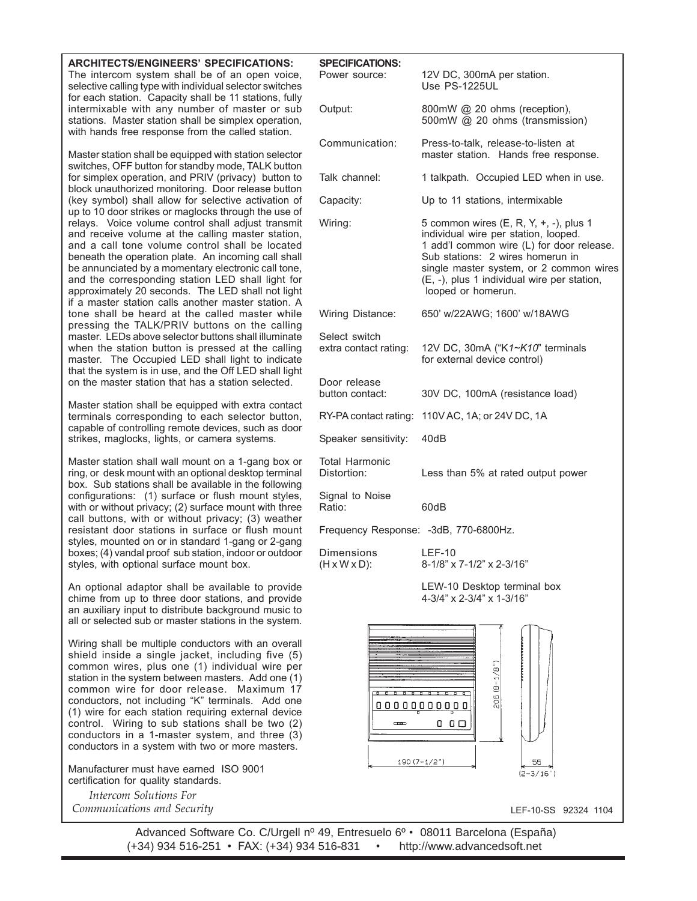**ARCHITECTS/ENGINEERS' SPECIFICATIONS:**
The intercom system shall be of an open voice, selective calling type with individual selector switches for each station. Capacity shall be 11 stations, fully intermixable with any number of master or sub stations. Master station shall be simplex operation, with hands free response from the called station.

Master station shall be equipped with station selector switches, OFF button for standby mode, TALK button for simplex operation, and PRIV (privacy) button to block unauthorized monitoring. Door release button (key symbol) shall allow for selective activation of up to 10 door strikes or maglocks through the use of relays. Voice volume control shall adjust transmit and receive volume at the calling master station, and a call tone volume control shall be located beneath the operation plate. An incoming call shall be annunciated by a momentary electronic call tone, and the corresponding station LED shall light for approximately 20 seconds. The LED shall not light if a master station calls another master station. A tone shall be heard at the called master while pressing the TALK/PRIV buttons on the calling master. LEDs above selector buttons shall illuminate when the station button is pressed at the calling master. The Occupied LED shall light to indicate that the system is in use, and the Off LED shall light on the master station that has a station selected.

Master station shall be equipped with extra contact terminals corresponding to each selector button, capable of controlling remote devices, such as door strikes, maglocks, lights, or camera systems.

Master station shall wall mount on a 1-gang box or ring, or desk mount with an optional desktop terminal box. Sub stations shall be available in the following configurations: (1) surface or flush mount styles, with or without privacy; (2) surface mount with three call buttons, with or without privacy; (3) weather resistant door stations in surface or flush mount styles, mounted on or in standard 1-gang or 2-gang boxes; (4) vandal proof sub station, indoor or outdoor styles, with optional surface mount box.

An optional adaptor shall be available to provide chime from up to three door stations, and provide an auxiliary input to distribute background music to all or selected sub or master stations in the system.

Wiring shall be multiple conductors with an overall shield inside a single jacket, including five (5) common wires, plus one (1) individual wire per station in the system between masters. Add one (1) common wire for door release. Maximum 17 conductors, not including "K" terminals. Add one (1) wire for each station requiring external device control. Wiring to sub stations shall be two (2) conductors in a 1-master system, and three (3) conductors in a system with two or more masters.

Manufacturer must have earned ISO 9001 certification for quality standards.

*Intercom Solutions For Communications and Security*

**SPECIFICATIONS:**

| | |
|---|---|
| Power source: | 12V DC, 300mA per station. Use PS-1225UL |
| Output: | 800mW @ 20 ohms (reception), 500mW @ 20 ohms (transmission) |
| Communication: | Press-to-talk, release-to-listen at master station. Hands free response. |
| Talk channel: | 1 talkpath. Occupied LED when in use. |
| Capacity: | Up to 11 stations, intermixable |
| Wiring: | 5 common wires (E, R, Y, +, -), plus 1 individual wire per station, looped. 1 add'l common wire (L) for door release. Sub stations: 2 wires homerun in single master system, or 2 common wires (E, -), plus 1 individual wire per station, looped or homerun. |
| Wiring Distance: | 650' w/22AWG; 1600' w/18AWG |
| Select switch extra contact rating: | 12V DC, 30mA ("K*1~K10*" terminals for external device control) |
| Door release button contact: | 30V DC, 100mA (resistance load) |
| RY-PA contact rating: | 110V AC, 1A; or 24V DC, 1A |
| Speaker sensitivity: | 40dB |
| Total Harmonic Distortion: | Less than 5% at rated output power |
| Signal to Noise Ratio: | 60dB |
| Frequency Response: | -3dB, 770-6800Hz. |
| Dimensions (H x W x D): | LEF-10 8-1/8" x 7-1/2" x 2-3/16" |
| | LEW-10 Desktop terminal box 4-3/4" x 2-3/4" x 1-3/16" |

206 (8-1/8")

190 (7-1/2")

55 (2-3/16")

LEF-10-SS 92324 1104

Advanced Software Co. C/Urgell nº 49, Entresuelo 6º • 08011 Barcelona (España)
(+34) 934 516-251 • FAX: (+34) 934 516-831 • http://www.advancedsoft.net